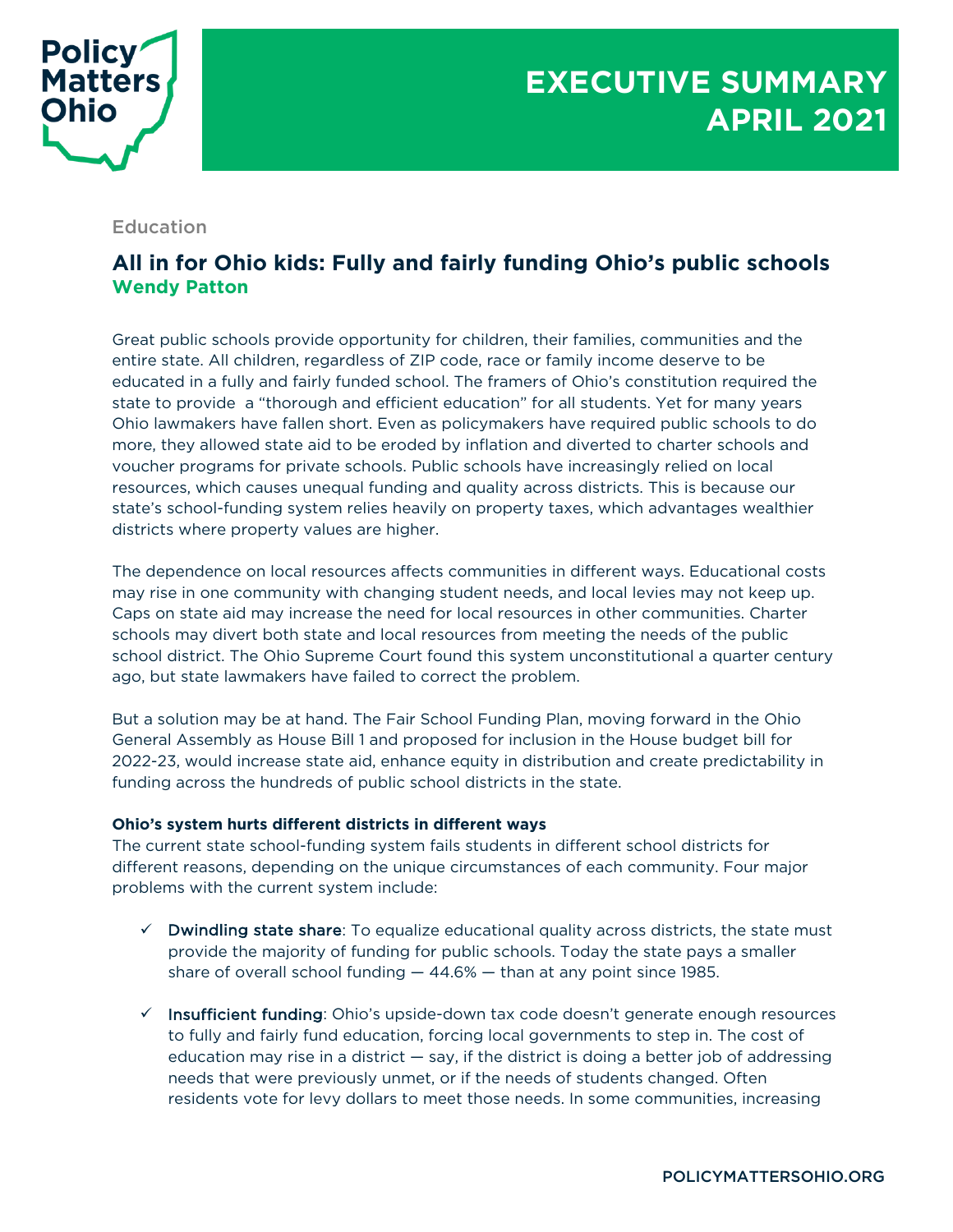# EXECUTIVE SUMMARY APRIL 2021

Education

## All in for Ohio kids: Fully and fairly funding Ohio's public schools

**Wendy Patton**

Great public schools provide opportunity for children, their families, communities and the entire state. All children, regardless of ZIP code, race or family income deserve to be educated in a fully and fairly funded school. The framers of Ohio's constitution required the state to provide a "thorough and efficient education" for all students. Yet for many years Ohio lawmakers have fallen short. Even as policymakers have required public schools to do more, they allowed state aid to be eroded by inflation and diverted to charter schools and voucher programs for private schools. Public schools have increasingly relied on local resources, which causes unequal funding and quality across districts. This is because our state's school-funding system relies heavily on property taxes, which advantages wealthier districts where property values are higher.

The dependence on local resources affects communities in different ways. Educational costs may rise in one community with changing student needs, and local levies may not keep up. Caps on state aid may increase the need for local resources in other communities. Charter schools may divert both state and local resources from meeting the needs of the public school district. The Ohio Supreme Court found this system unconstitutional a quarter century ago, but state lawmakers have failed to correct the problem.

But a solution may be at hand. The Fair School Funding Plan, moving forward in the Ohio General Assembly as House Bill 1 and proposed for inclusion in the House budget bill for 2022-23, would increase state aid, enhance equity in distribution and create predictability in funding across the hundreds of public school districts in the state.

**Ohio's system hurts different districts in different ways**

The current state school-funding system fails students in different school districts for different reasons, depending on the unique circumstances of each community. Four major problems with the current system include:

- ✓ Dwindling state share: To equalize educational quality across districts, the state must provide the majority of funding for public schools. Today the state pays a smaller share of overall school funding — 44.6% — than at any point since 1985.
- ✓ Insufficient funding: Ohio's upside-down tax code doesn't generate enough resources to fully and fairly fund education, forcing local governments to step in. The cost of education may rise in a district — say, if the district is doing a better job of addressing needs that were previously unmet, or if the needs of students changed. Often residents vote for levy dollars to meet those needs. In some communities, increasing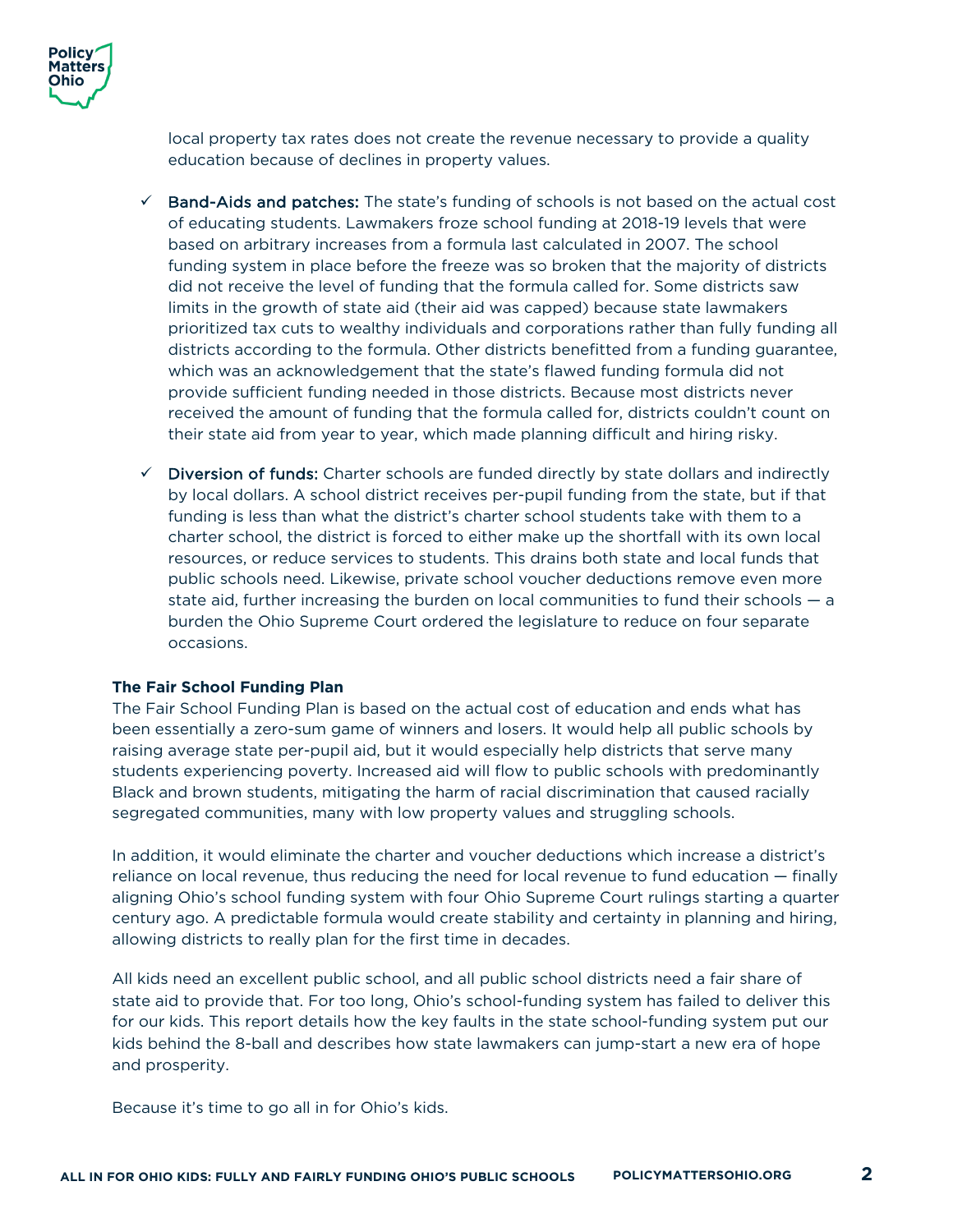local property tax rates does not create the revenue necessary to provide a quality education because of declines in property values.

- ✓ **Band-Aids and patches:** The state's funding of schools is not based on the actual cost of educating students. Lawmakers froze school funding at 2018-19 levels that were based on arbitrary increases from a formula last calculated in 2007. The school funding system in place before the freeze was so broken that the majority of districts did not receive the level of funding that the formula called for. Some districts saw limits in the growth of state aid (their aid was capped) because state lawmakers prioritized tax cuts to wealthy individuals and corporations rather than fully funding all districts according to the formula. Other districts benefitted from a funding guarantee, which was an acknowledgement that the state's flawed funding formula did not provide sufficient funding needed in those districts. Because most districts never received the amount of funding that the formula called for, districts couldn't count on their state aid from year to year, which made planning difficult and hiring risky.

- ✓ **Diversion of funds:** Charter schools are funded directly by state dollars and indirectly by local dollars. A school district receives per-pupil funding from the state, but if that funding is less than what the district's charter school students take with them to a charter school, the district is forced to either make up the shortfall with its own local resources, or reduce services to students. This drains both state and local funds that public schools need. Likewise, private school voucher deductions remove even more state aid, further increasing the burden on local communities to fund their schools — a burden the Ohio Supreme Court ordered the legislature to reduce on four separate occasions.

**The Fair School Funding Plan**

The Fair School Funding Plan is based on the actual cost of education and ends what has been essentially a zero-sum game of winners and losers. It would help all public schools by raising average state per-pupil aid, but it would especially help districts that serve many students experiencing poverty. Increased aid will flow to public schools with predominantly Black and brown students, mitigating the harm of racial discrimination that caused racially segregated communities, many with low property values and struggling schools.

In addition, it would eliminate the charter and voucher deductions which increase a district's reliance on local revenue, thus reducing the need for local revenue to fund education — finally aligning Ohio's school funding system with four Ohio Supreme Court rulings starting a quarter century ago. A predictable formula would create stability and certainty in planning and hiring, allowing districts to really plan for the first time in decades.

All kids need an excellent public school, and all public school districts need a fair share of state aid to provide that. For too long, Ohio's school-funding system has failed to deliver this for our kids. This report details how the key faults in the state school-funding system put our kids behind the 8-ball and describes how state lawmakers can jump-start a new era of hope and prosperity.

Because it's time to go all in for Ohio's kids.